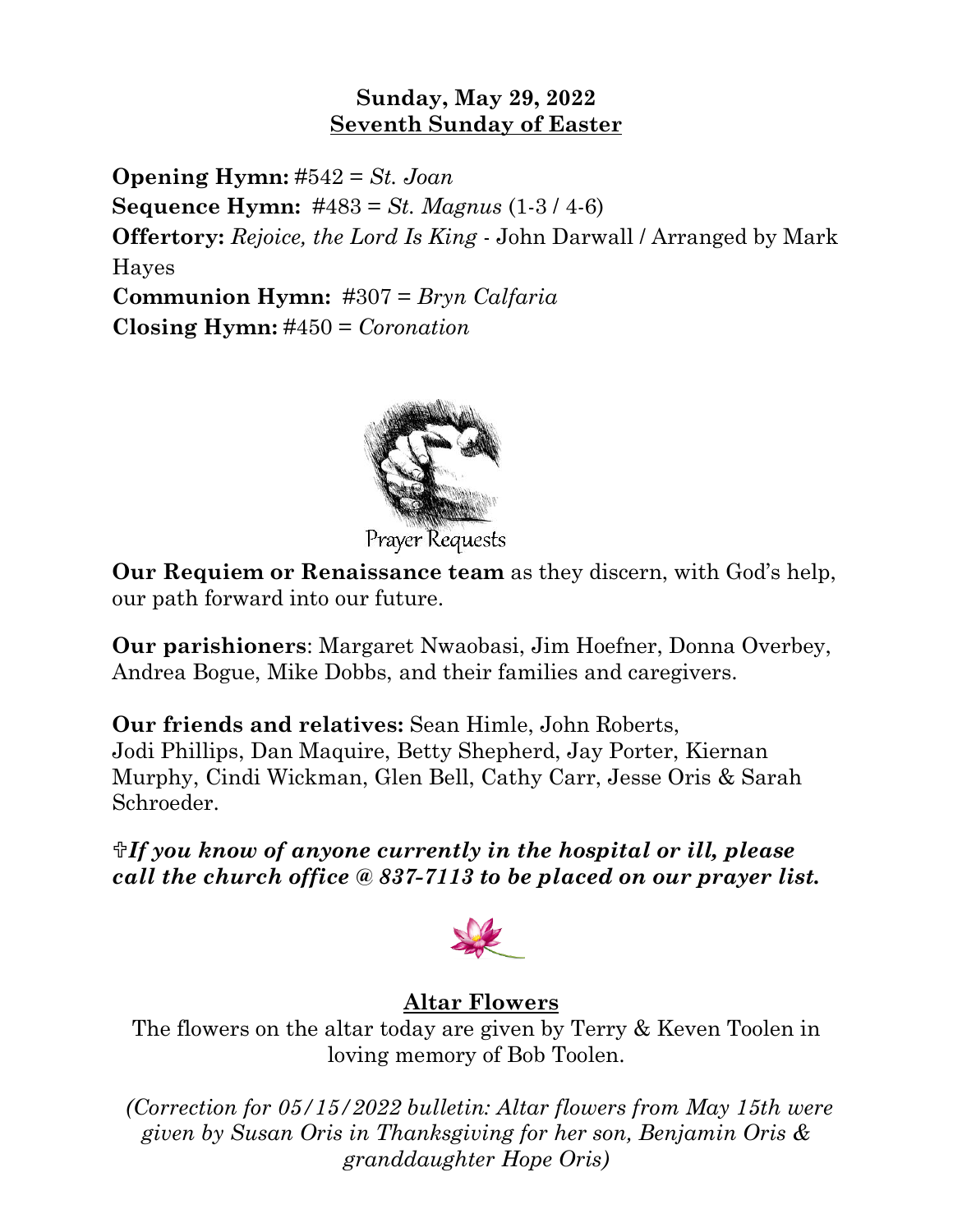**Sunday, May 29, 2022**
**<u>Seventh Sunday of Easter</u>**

**Opening Hymn:** #542 = *St. Joan*
**Sequence Hymn:** #483 = *St. Magnus* (1-3 / 4-6)
**Offertory:** *Rejoice, the Lord Is King* - John Darwall / Arranged by Mark Hayes
**Communion Hymn:** #307 = *Bryn Calfaria*
**Closing Hymn:** #450 = *Coronation*

Prayer Requests

**Our Requiem or Renaissance team** as they discern, with God's help, our path forward into our future.

**Our parishioners**: Margaret Nwaobasi, Jim Hoefner, Donna Overbey, Andrea Bogue, Mike Dobbs, and their families and caregivers.

**Our friends and relatives:** Sean Himle, John Roberts, Jodi Phillips, Dan Maquire, Betty Shepherd, Jay Porter, Kiernan Murphy, Cindi Wickman, Glen Bell, Cathy Carr, Jesse Oris & Sarah Schroeder.

✞***If you know of anyone currently in the hospital or ill, please call the church office @ 837-7113 to be placed on our prayer list.***

## Altar Flowers

The flowers on the altar today are given by Terry & Keven Toolen in loving memory of Bob Toolen.

*(Correction for 05/15/2022 bulletin: Altar flowers from May 15th were given by Susan Oris in Thanksgiving for her son, Benjamin Oris & granddaughter Hope Oris)*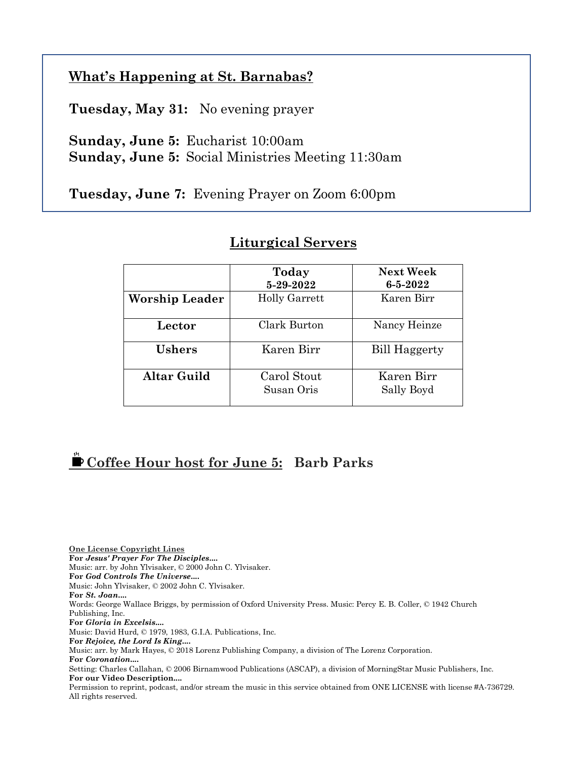## What's Happening at St. Barnabas?

**Tuesday, May 31:** No evening prayer

**Sunday, June 5:** Eucharist 10:00am
**Sunday, June 5:** Social Ministries Meeting 11:30am

**Tuesday, June 7:** Evening Prayer on Zoom 6:00pm

## Liturgical Servers

| | **Today 5-29-2022** | **Next Week 6-5-2022** |
|---|---|---|
| **Worship Leader** | Holly Garrett | Karen Birr |
| **Lector** | Clark Burton | Nancy Heinze |
| **Ushers** | Karen Birr | Bill Haggerty |
| **Altar Guild** | Carol Stout<br>Susan Oris | Karen Birr<br>Sally Boyd |

## ☕ Coffee Hour host for June 5: Barb Parks

**One License Copyright Lines**
**For *Jesus' Prayer For The Disciples….***
Music: arr. by John Ylvisaker, © 2000 John C. Ylvisaker.
**For *God Controls The Universe….***
Music: John Ylvisaker, © 2002 John C. Ylvisaker.
**For *St. Joan….***
Words: George Wallace Briggs, by permission of Oxford University Press. Music: Percy E. B. Coller, © 1942 Church Publishing, Inc.
**For *Gloria in Excelsis….***
Music: David Hurd, © 1979, 1983, G.I.A. Publications, Inc.
**For *Rejoice, the Lord Is King….***
Music: arr. by Mark Hayes, © 2018 Lorenz Publishing Company, a division of The Lorenz Corporation.
**For *Coronation….***
Setting: Charles Callahan, © 2006 Birnamwood Publications (ASCAP), a division of MorningStar Music Publishers, Inc.
**For our Video Description….**
Permission to reprint, podcast, and/or stream the music in this service obtained from ONE LICENSE with license #A-736729. All rights reserved.